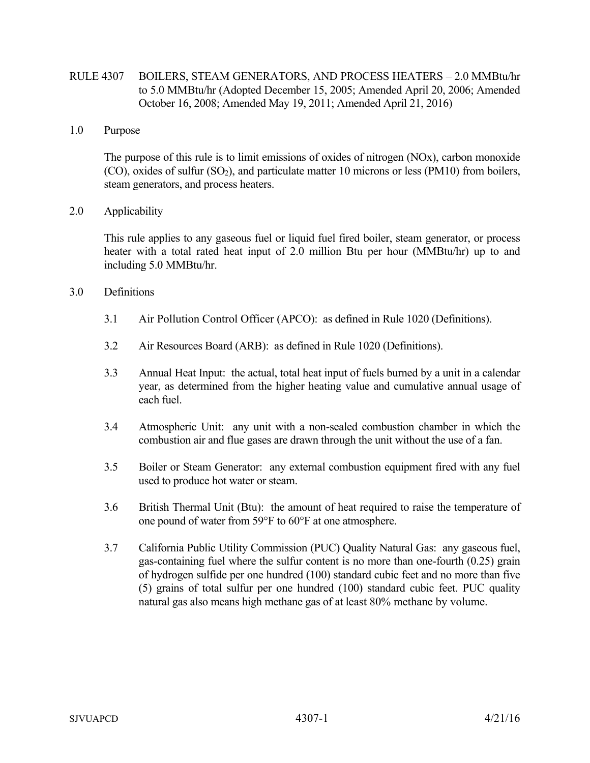# RULE 4307 BOILERS, STEAM GENERATORS, AND PROCESS HEATERS – 2.0 MMBtu/hr to 5.0 MMBtu/hr (Adopted December 15, 2005; Amended April 20, 2006; Amended October 16, 2008; Amended May 19, 2011; Amended April 21, 2016)

## 1.0 Purpose

The purpose of this rule is to limit emissions of oxides of nitrogen (NOx), carbon monoxide (CO), oxides of sulfur ($SO_2$), and particulate matter 10 microns or less (PM10) from boilers, steam generators, and process heaters.

## 2.0 Applicability

This rule applies to any gaseous fuel or liquid fuel fired boiler, steam generator, or process heater with a total rated heat input of 2.0 million Btu per hour (MMBtu/hr) up to and including 5.0 MMBtu/hr.

## 3.0 Definitions

3.1 Air Pollution Control Officer (APCO): as defined in Rule 1020 (Definitions).

3.2 Air Resources Board (ARB): as defined in Rule 1020 (Definitions).

3.3 Annual Heat Input: the actual, total heat input of fuels burned by a unit in a calendar year, as determined from the higher heating value and cumulative annual usage of each fuel.

3.4 Atmospheric Unit: any unit with a non-sealed combustion chamber in which the combustion air and flue gases are drawn through the unit without the use of a fan.

3.5 Boiler or Steam Generator: any external combustion equipment fired with any fuel used to produce hot water or steam.

3.6 British Thermal Unit (Btu): the amount of heat required to raise the temperature of one pound of water from 59°F to 60°F at one atmosphere.

3.7 California Public Utility Commission (PUC) Quality Natural Gas: any gaseous fuel, gas-containing fuel where the sulfur content is no more than one-fourth (0.25) grain of hydrogen sulfide per one hundred (100) standard cubic feet and no more than five (5) grains of total sulfur per one hundred (100) standard cubic feet. PUC quality natural gas also means high methane gas of at least 80% methane by volume.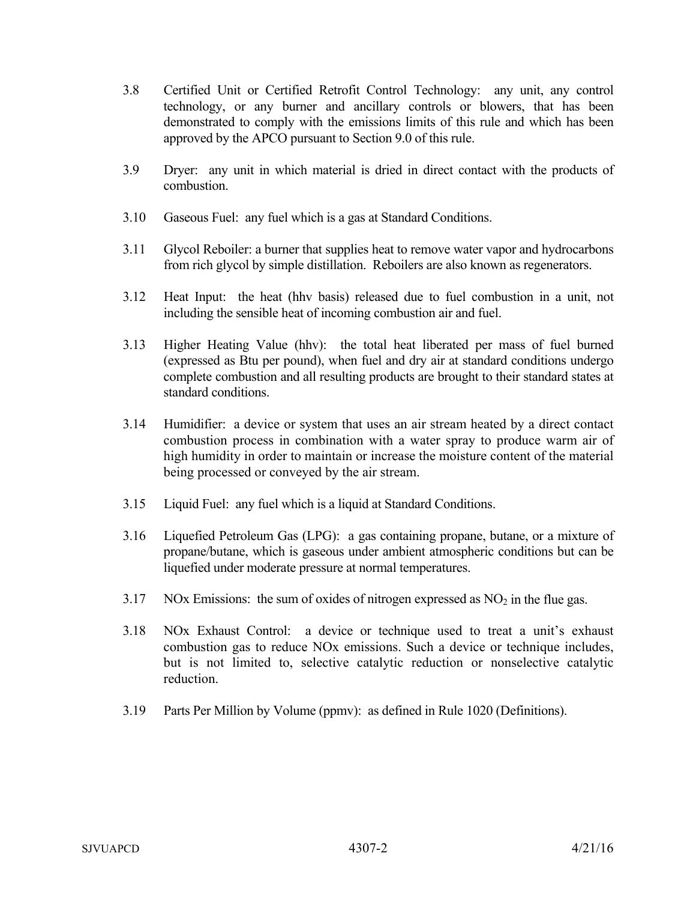3.8 Certified Unit or Certified Retrofit Control Technology: any unit, any control technology, or any burner and ancillary controls or blowers, that has been demonstrated to comply with the emissions limits of this rule and which has been approved by the APCO pursuant to Section 9.0 of this rule.

3.9 Dryer: any unit in which material is dried in direct contact with the products of combustion.

3.10 Gaseous Fuel: any fuel which is a gas at Standard Conditions.

3.11 Glycol Reboiler: a burner that supplies heat to remove water vapor and hydrocarbons from rich glycol by simple distillation. Reboilers are also known as regenerators.

3.12 Heat Input: the heat (hhv basis) released due to fuel combustion in a unit, not including the sensible heat of incoming combustion air and fuel.

3.13 Higher Heating Value (hhv): the total heat liberated per mass of fuel burned (expressed as Btu per pound), when fuel and dry air at standard conditions undergo complete combustion and all resulting products are brought to their standard states at standard conditions.

3.14 Humidifier: a device or system that uses an air stream heated by a direct contact combustion process in combination with a water spray to produce warm air of high humidity in order to maintain or increase the moisture content of the material being processed or conveyed by the air stream.

3.15 Liquid Fuel: any fuel which is a liquid at Standard Conditions.

3.16 Liquefied Petroleum Gas (LPG): a gas containing propane, butane, or a mixture of propane/butane, which is gaseous under ambient atmospheric conditions but can be liquefied under moderate pressure at normal temperatures.

3.17 NOx Emissions: the sum of oxides of nitrogen expressed as $NO_2$ in the flue gas.

3.18 NOx Exhaust Control: a device or technique used to treat a unit's exhaust combustion gas to reduce NOx emissions. Such a device or technique includes, but is not limited to, selective catalytic reduction or nonselective catalytic reduction.

3.19 Parts Per Million by Volume (ppmv): as defined in Rule 1020 (Definitions).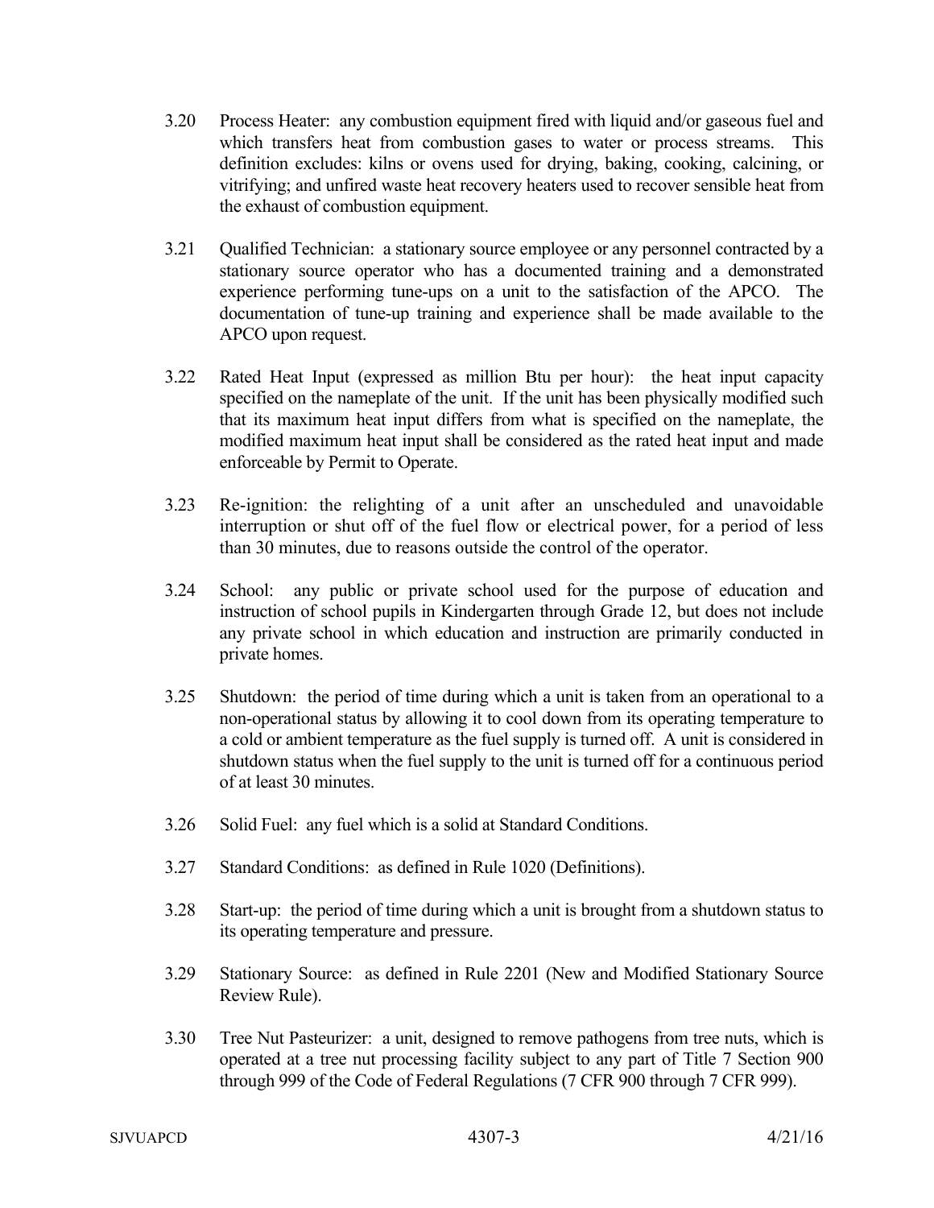3.20 Process Heater: any combustion equipment fired with liquid and/or gaseous fuel and which transfers heat from combustion gases to water or process streams. This definition excludes: kilns or ovens used for drying, baking, cooking, calcining, or vitrifying; and unfired waste heat recovery heaters used to recover sensible heat from the exhaust of combustion equipment.

3.21 Qualified Technician: a stationary source employee or any personnel contracted by a stationary source operator who has a documented training and a demonstrated experience performing tune-ups on a unit to the satisfaction of the APCO. The documentation of tune-up training and experience shall be made available to the APCO upon request.

3.22 Rated Heat Input (expressed as million Btu per hour): the heat input capacity specified on the nameplate of the unit. If the unit has been physically modified such that its maximum heat input differs from what is specified on the nameplate, the modified maximum heat input shall be considered as the rated heat input and made enforceable by Permit to Operate.

3.23 Re-ignition: the relighting of a unit after an unscheduled and unavoidable interruption or shut off of the fuel flow or electrical power, for a period of less than 30 minutes, due to reasons outside the control of the operator.

3.24 School: any public or private school used for the purpose of education and instruction of school pupils in Kindergarten through Grade 12, but does not include any private school in which education and instruction are primarily conducted in private homes.

3.25 Shutdown: the period of time during which a unit is taken from an operational to a non-operational status by allowing it to cool down from its operating temperature to a cold or ambient temperature as the fuel supply is turned off. A unit is considered in shutdown status when the fuel supply to the unit is turned off for a continuous period of at least 30 minutes.

3.26 Solid Fuel: any fuel which is a solid at Standard Conditions.

3.27 Standard Conditions: as defined in Rule 1020 (Definitions).

3.28 Start-up: the period of time during which a unit is brought from a shutdown status to its operating temperature and pressure.

3.29 Stationary Source: as defined in Rule 2201 (New and Modified Stationary Source Review Rule).

3.30 Tree Nut Pasteurizer: a unit, designed to remove pathogens from tree nuts, which is operated at a tree nut processing facility subject to any part of Title 7 Section 900 through 999 of the Code of Federal Regulations (7 CFR 900 through 7 CFR 999).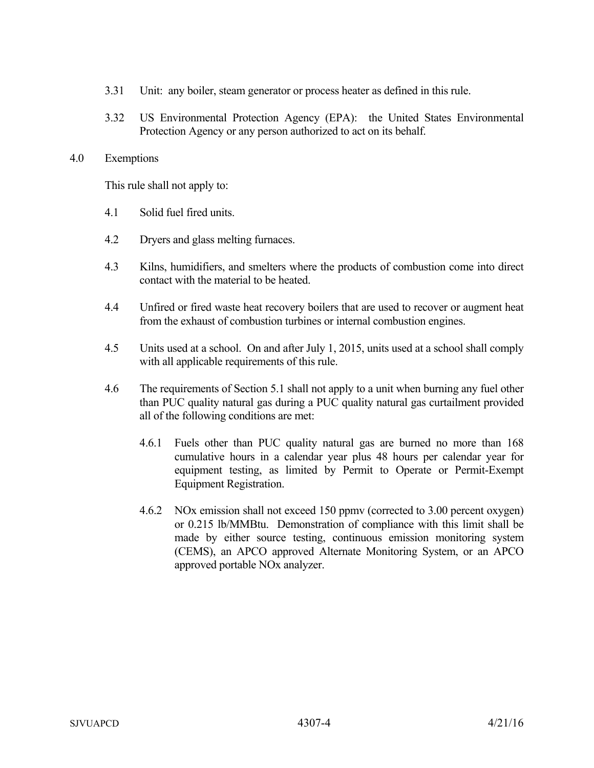3.31 Unit: any boiler, steam generator or process heater as defined in this rule.

3.32 US Environmental Protection Agency (EPA): the United States Environmental Protection Agency or any person authorized to act on its behalf.

## 4.0 Exemptions

This rule shall not apply to:

4.1 Solid fuel fired units.

4.2 Dryers and glass melting furnaces.

4.3 Kilns, humidifiers, and smelters where the products of combustion come into direct contact with the material to be heated.

4.4 Unfired or fired waste heat recovery boilers that are used to recover or augment heat from the exhaust of combustion turbines or internal combustion engines.

4.5 Units used at a school. On and after July 1, 2015, units used at a school shall comply with all applicable requirements of this rule.

4.6 The requirements of Section 5.1 shall not apply to a unit when burning any fuel other than PUC quality natural gas during a PUC quality natural gas curtailment provided all of the following conditions are met:

4.6.1 Fuels other than PUC quality natural gas are burned no more than 168 cumulative hours in a calendar year plus 48 hours per calendar year for equipment testing, as limited by Permit to Operate or Permit-Exempt Equipment Registration.

4.6.2 NOx emission shall not exceed 150 ppmv (corrected to 3.00 percent oxygen) or 0.215 lb/MMBtu. Demonstration of compliance with this limit shall be made by either source testing, continuous emission monitoring system (CEMS), an APCO approved Alternate Monitoring System, or an APCO approved portable NOx analyzer.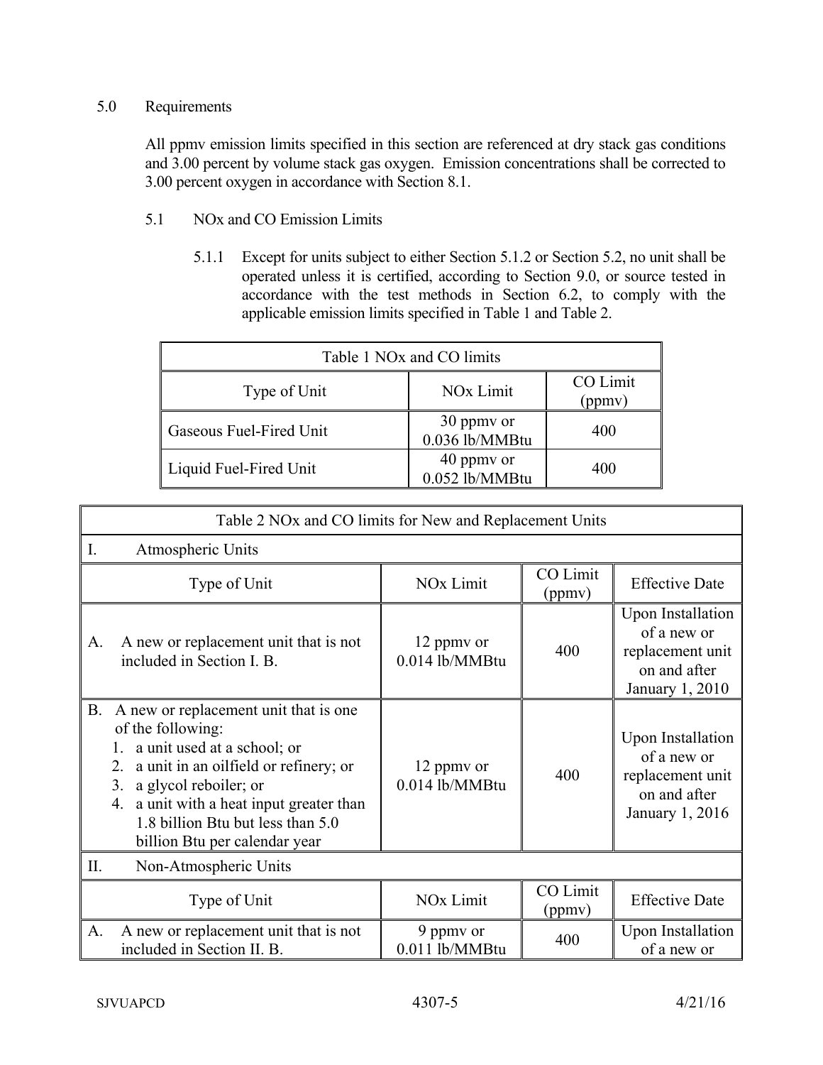## 5.0 Requirements

All ppmv emission limits specified in this section are referenced at dry stack gas conditions and 3.00 percent by volume stack gas oxygen. Emission concentrations shall be corrected to 3.00 percent oxygen in accordance with Section 8.1.

### 5.1 NOx and CO Emission Limits

5.1.1 Except for units subject to either Section 5.1.2 or Section 5.2, no unit shall be operated unless it is certified, according to Section 9.0, or source tested in accordance with the test methods in Section 6.2, to comply with the applicable emission limits specified in Table 1 and Table 2.

| Table 1 NOx and CO limits | | |
|---|---|---|
| Type of Unit | NOx Limit | CO Limit (ppmv) |
| Gaseous Fuel-Fired Unit | 30 ppmv or 0.036 lb/MMBtu | 400 |
| Liquid Fuel-Fired Unit | 40 ppmv or 0.052 lb/MMBtu | 400 |

| Table 2 NOx and CO limits for New and Replacement Units | | | |
|---|---|---|---|
| I. Atmospheric Units | | | |
| Type of Unit | NOx Limit | CO Limit (ppmv) | Effective Date |
| A. A new or replacement unit that is not included in Section I. B. | 12 ppmv or 0.014 lb/MMBtu | 400 | Upon Installation of a new or replacement unit on and after January 1, 2010 |
| B. A new or replacement unit that is one of the following: 1. a unit used at a school; or 2. a unit in an oilfield or refinery; or 3. a glycol reboiler; or 4. a unit with a heat input greater than 1.8 billion Btu but less than 5.0 billion Btu per calendar year | 12 ppmv or 0.014 lb/MMBtu | 400 | Upon Installation of a new or replacement unit on and after January 1, 2016 |
| II. Non-Atmospheric Units | | | |
| Type of Unit | NOx Limit | CO Limit (ppmv) | Effective Date |
| A. A new or replacement unit that is not included in Section II. B. | 9 ppmv or 0.011 lb/MMBtu | 400 | Upon Installation of a new or |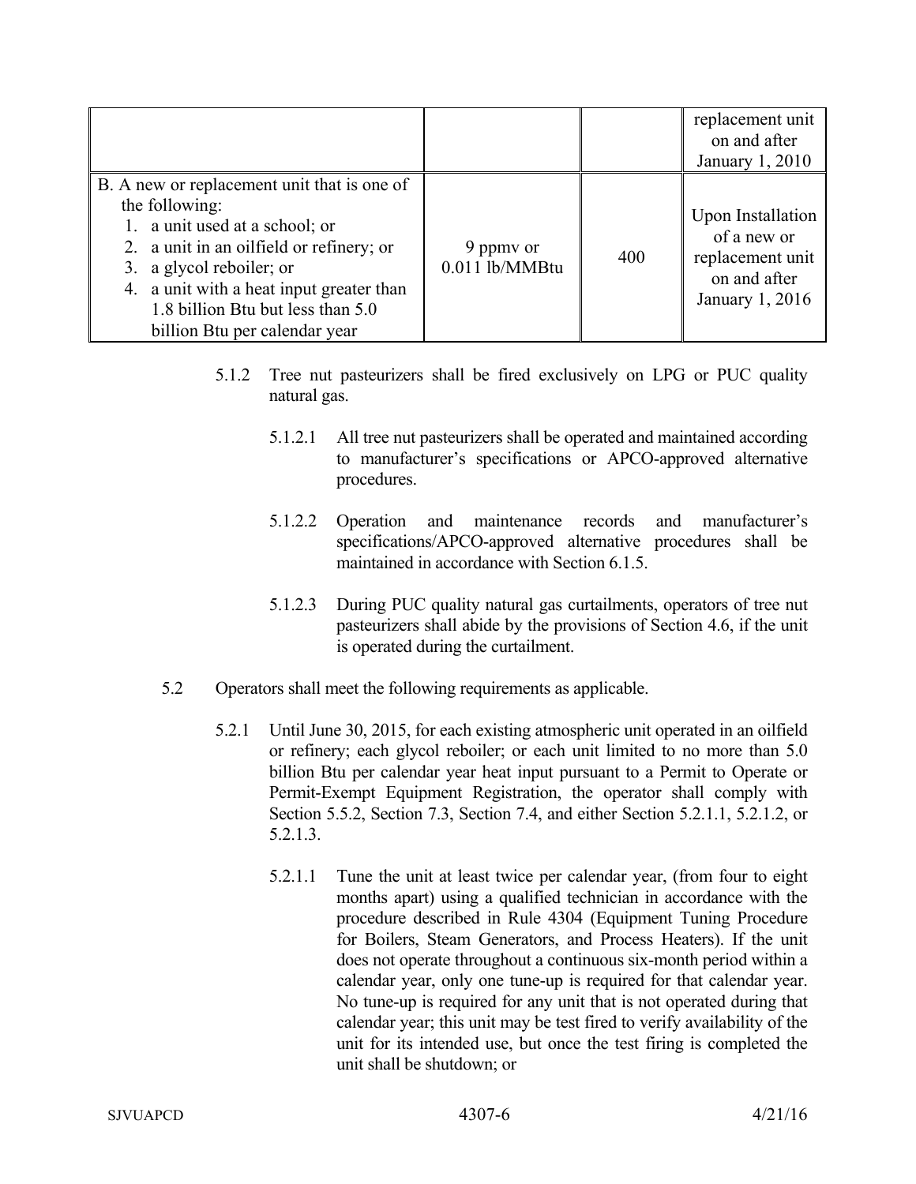| | | | replacement unit on and after January 1, 2010 |
|---|---|---|---|
| B. A new or replacement unit that is one of the following:<br>1. a unit used at a school; or<br>2. a unit in an oilfield or refinery; or<br>3. a glycol reboiler; or<br>4. a unit with a heat input greater than 1.8 billion Btu but less than 5.0 billion Btu per calendar year | 9 ppmv or 0.011 lb/MMBtu | 400 | Upon Installation of a new or replacement unit on and after January 1, 2016 |

5.1.2 Tree nut pasteurizers shall be fired exclusively on LPG or PUC quality natural gas.

5.1.2.1 All tree nut pasteurizers shall be operated and maintained according to manufacturer's specifications or APCO-approved alternative procedures.

5.1.2.2 Operation and maintenance records and manufacturer's specifications/APCO-approved alternative procedures shall be maintained in accordance with Section 6.1.5.

5.1.2.3 During PUC quality natural gas curtailments, operators of tree nut pasteurizers shall abide by the provisions of Section 4.6, if the unit is operated during the curtailment.

5.2 Operators shall meet the following requirements as applicable.

5.2.1 Until June 30, 2015, for each existing atmospheric unit operated in an oilfield or refinery; each glycol reboiler; or each unit limited to no more than 5.0 billion Btu per calendar year heat input pursuant to a Permit to Operate or Permit-Exempt Equipment Registration, the operator shall comply with Section 5.5.2, Section 7.3, Section 7.4, and either Section 5.2.1.1, 5.2.1.2, or 5.2.1.3.

5.2.1.1 Tune the unit at least twice per calendar year, (from four to eight months apart) using a qualified technician in accordance with the procedure described in Rule 4304 (Equipment Tuning Procedure for Boilers, Steam Generators, and Process Heaters). If the unit does not operate throughout a continuous six-month period within a calendar year, only one tune-up is required for that calendar year. No tune-up is required for any unit that is not operated during that calendar year; this unit may be test fired to verify availability of the unit for its intended use, but once the test firing is completed the unit shall be shutdown; or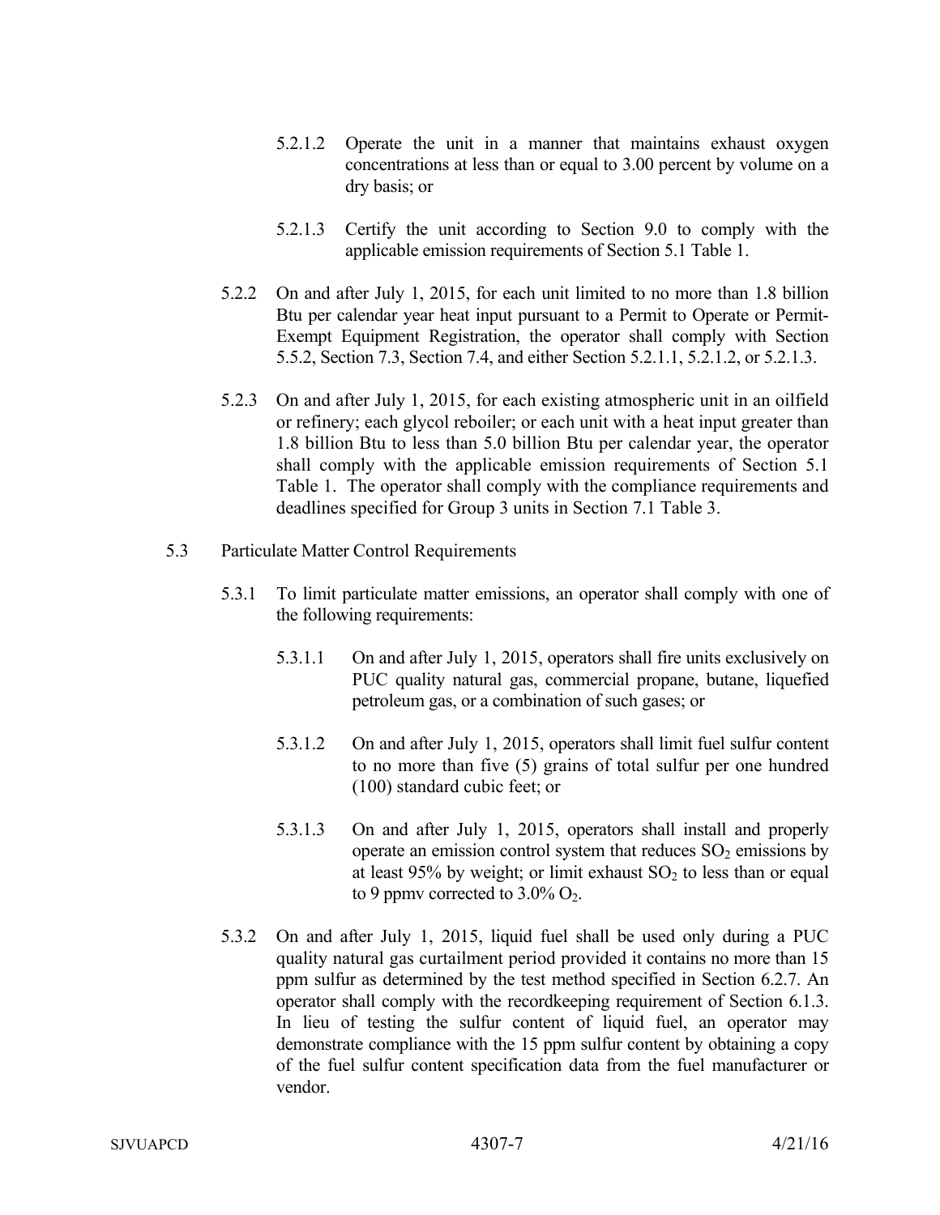5.2.1.2 Operate the unit in a manner that maintains exhaust oxygen concentrations at less than or equal to 3.00 percent by volume on a dry basis; or

5.2.1.3 Certify the unit according to Section 9.0 to comply with the applicable emission requirements of Section 5.1 Table 1.

5.2.2 On and after July 1, 2015, for each unit limited to no more than 1.8 billion Btu per calendar year heat input pursuant to a Permit to Operate or Permit-Exempt Equipment Registration, the operator shall comply with Section 5.5.2, Section 7.3, Section 7.4, and either Section 5.2.1.1, 5.2.1.2, or 5.2.1.3.

5.2.3 On and after July 1, 2015, for each existing atmospheric unit in an oilfield or refinery; each glycol reboiler; or each unit with a heat input greater than 1.8 billion Btu to less than 5.0 billion Btu per calendar year, the operator shall comply with the applicable emission requirements of Section 5.1 Table 1. The operator shall comply with the compliance requirements and deadlines specified for Group 3 units in Section 7.1 Table 3.

5.3 Particulate Matter Control Requirements

5.3.1 To limit particulate matter emissions, an operator shall comply with one of the following requirements:

5.3.1.1 On and after July 1, 2015, operators shall fire units exclusively on PUC quality natural gas, commercial propane, butane, liquefied petroleum gas, or a combination of such gases; or

5.3.1.2 On and after July 1, 2015, operators shall limit fuel sulfur content to no more than five (5) grains of total sulfur per one hundred (100) standard cubic feet; or

5.3.1.3 On and after July 1, 2015, operators shall install and properly operate an emission control system that reduces $SO_2$ emissions by at least 95% by weight; or limit exhaust $SO_2$ to less than or equal to 9 ppmv corrected to 3.0% $O_2$.

5.3.2 On and after July 1, 2015, liquid fuel shall be used only during a PUC quality natural gas curtailment period provided it contains no more than 15 ppm sulfur as determined by the test method specified in Section 6.2.7. An operator shall comply with the recordkeeping requirement of Section 6.1.3. In lieu of testing the sulfur content of liquid fuel, an operator may demonstrate compliance with the 15 ppm sulfur content by obtaining a copy of the fuel sulfur content specification data from the fuel manufacturer or vendor.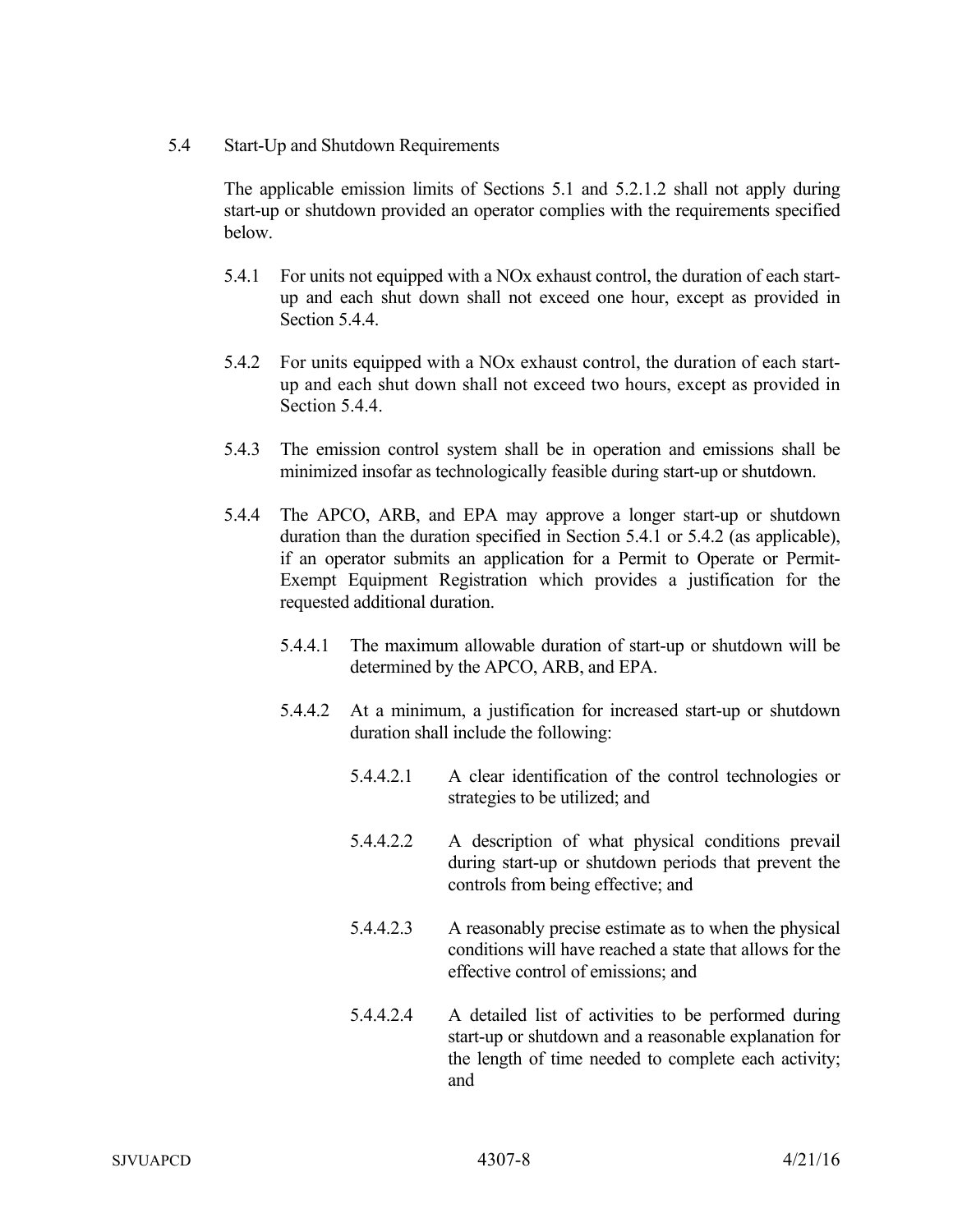5.4 Start-Up and Shutdown Requirements

The applicable emission limits of Sections 5.1 and 5.2.1.2 shall not apply during start-up or shutdown provided an operator complies with the requirements specified below.

5.4.1 For units not equipped with a NOx exhaust control, the duration of each start-up and each shut down shall not exceed one hour, except as provided in Section 5.4.4.

5.4.2 For units equipped with a NOx exhaust control, the duration of each start-up and each shut down shall not exceed two hours, except as provided in Section 5.4.4.

5.4.3 The emission control system shall be in operation and emissions shall be minimized insofar as technologically feasible during start-up or shutdown.

5.4.4 The APCO, ARB, and EPA may approve a longer start-up or shutdown duration than the duration specified in Section 5.4.1 or 5.4.2 (as applicable), if an operator submits an application for a Permit to Operate or Permit-Exempt Equipment Registration which provides a justification for the requested additional duration.

5.4.4.1 The maximum allowable duration of start-up or shutdown will be determined by the APCO, ARB, and EPA.

5.4.4.2 At a minimum, a justification for increased start-up or shutdown duration shall include the following:

5.4.4.2.1 A clear identification of the control technologies or strategies to be utilized; and

5.4.4.2.2 A description of what physical conditions prevail during start-up or shutdown periods that prevent the controls from being effective; and

5.4.4.2.3 A reasonably precise estimate as to when the physical conditions will have reached a state that allows for the effective control of emissions; and

5.4.4.2.4 A detailed list of activities to be performed during start-up or shutdown and a reasonable explanation for the length of time needed to complete each activity; and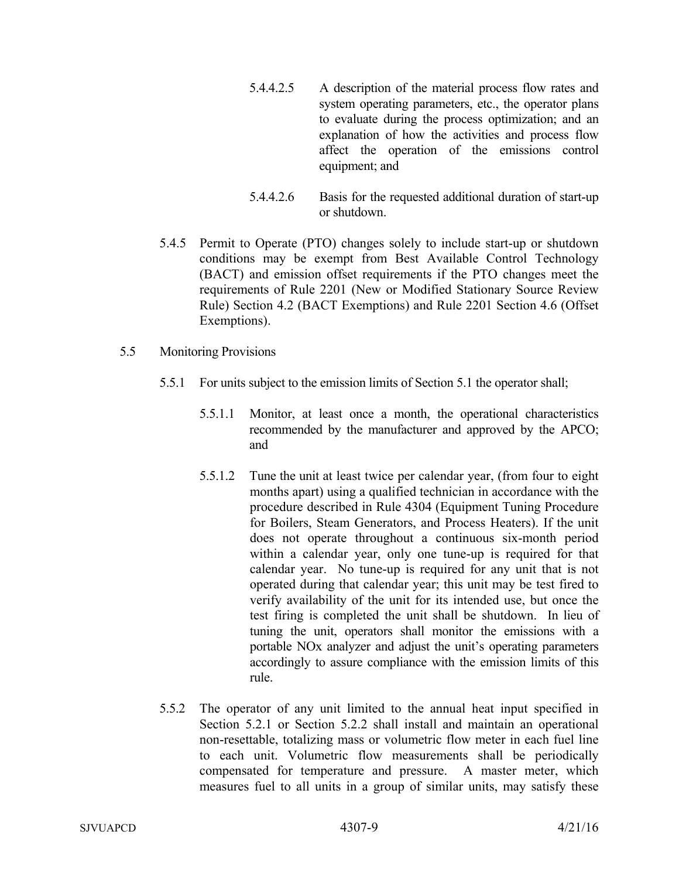5.4.4.2.5 A description of the material process flow rates and system operating parameters, etc., the operator plans to evaluate during the process optimization; and an explanation of how the activities and process flow affect the operation of the emissions control equipment; and

5.4.4.2.6 Basis for the requested additional duration of start-up or shutdown.

5.4.5 Permit to Operate (PTO) changes solely to include start-up or shutdown conditions may be exempt from Best Available Control Technology (BACT) and emission offset requirements if the PTO changes meet the requirements of Rule 2201 (New or Modified Stationary Source Review Rule) Section 4.2 (BACT Exemptions) and Rule 2201 Section 4.6 (Offset Exemptions).

5.5 Monitoring Provisions

5.5.1 For units subject to the emission limits of Section 5.1 the operator shall;

5.5.1.1 Monitor, at least once a month, the operational characteristics recommended by the manufacturer and approved by the APCO; and

5.5.1.2 Tune the unit at least twice per calendar year, (from four to eight months apart) using a qualified technician in accordance with the procedure described in Rule 4304 (Equipment Tuning Procedure for Boilers, Steam Generators, and Process Heaters). If the unit does not operate throughout a continuous six-month period within a calendar year, only one tune-up is required for that calendar year. No tune-up is required for any unit that is not operated during that calendar year; this unit may be test fired to verify availability of the unit for its intended use, but once the test firing is completed the unit shall be shutdown. In lieu of tuning the unit, operators shall monitor the emissions with a portable NOx analyzer and adjust the unit's operating parameters accordingly to assure compliance with the emission limits of this rule.

5.5.2 The operator of any unit limited to the annual heat input specified in Section 5.2.1 or Section 5.2.2 shall install and maintain an operational non-resettable, totalizing mass or volumetric flow meter in each fuel line to each unit. Volumetric flow measurements shall be periodically compensated for temperature and pressure. A master meter, which measures fuel to all units in a group of similar units, may satisfy these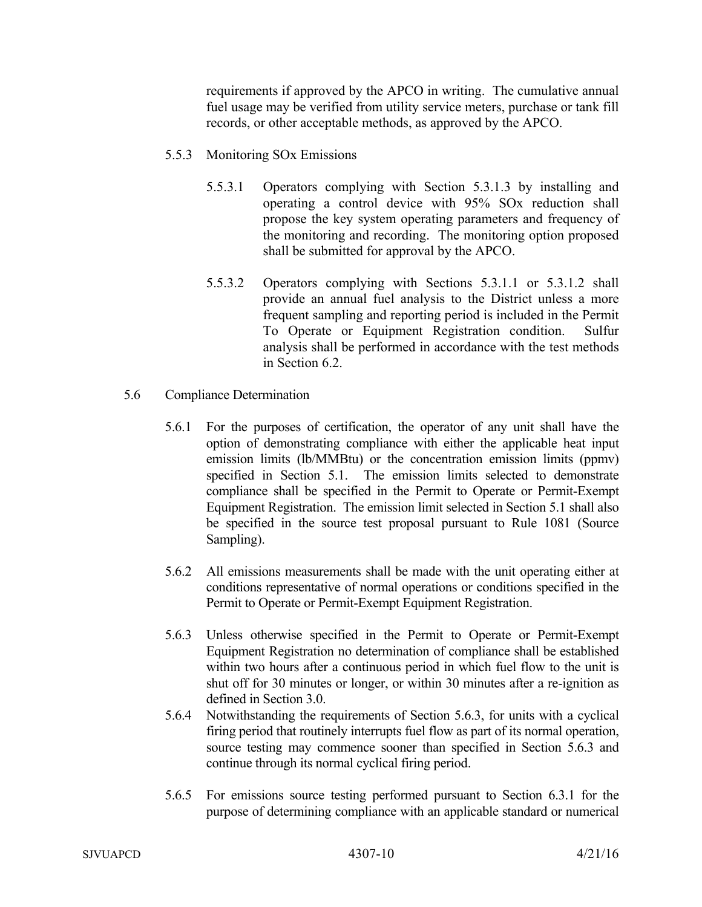requirements if approved by the APCO in writing. The cumulative annual fuel usage may be verified from utility service meters, purchase or tank fill records, or other acceptable methods, as approved by the APCO.

5.5.3 Monitoring SOx Emissions

5.5.3.1 Operators complying with Section 5.3.1.3 by installing and operating a control device with 95% SOx reduction shall propose the key system operating parameters and frequency of the monitoring and recording. The monitoring option proposed shall be submitted for approval by the APCO.

5.5.3.2 Operators complying with Sections 5.3.1.1 or 5.3.1.2 shall provide an annual fuel analysis to the District unless a more frequent sampling and reporting period is included in the Permit To Operate or Equipment Registration condition. Sulfur analysis shall be performed in accordance with the test methods in Section 6.2.

5.6 Compliance Determination

5.6.1 For the purposes of certification, the operator of any unit shall have the option of demonstrating compliance with either the applicable heat input emission limits (lb/MMBtu) or the concentration emission limits (ppmv) specified in Section 5.1. The emission limits selected to demonstrate compliance shall be specified in the Permit to Operate or Permit-Exempt Equipment Registration. The emission limit selected in Section 5.1 shall also be specified in the source test proposal pursuant to Rule 1081 (Source Sampling).

5.6.2 All emissions measurements shall be made with the unit operating either at conditions representative of normal operations or conditions specified in the Permit to Operate or Permit-Exempt Equipment Registration.

5.6.3 Unless otherwise specified in the Permit to Operate or Permit-Exempt Equipment Registration no determination of compliance shall be established within two hours after a continuous period in which fuel flow to the unit is shut off for 30 minutes or longer, or within 30 minutes after a re-ignition as defined in Section 3.0.

5.6.4 Notwithstanding the requirements of Section 5.6.3, for units with a cyclical firing period that routinely interrupts fuel flow as part of its normal operation, source testing may commence sooner than specified in Section 5.6.3 and continue through its normal cyclical firing period.

5.6.5 For emissions source testing performed pursuant to Section 6.3.1 for the purpose of determining compliance with an applicable standard or numerical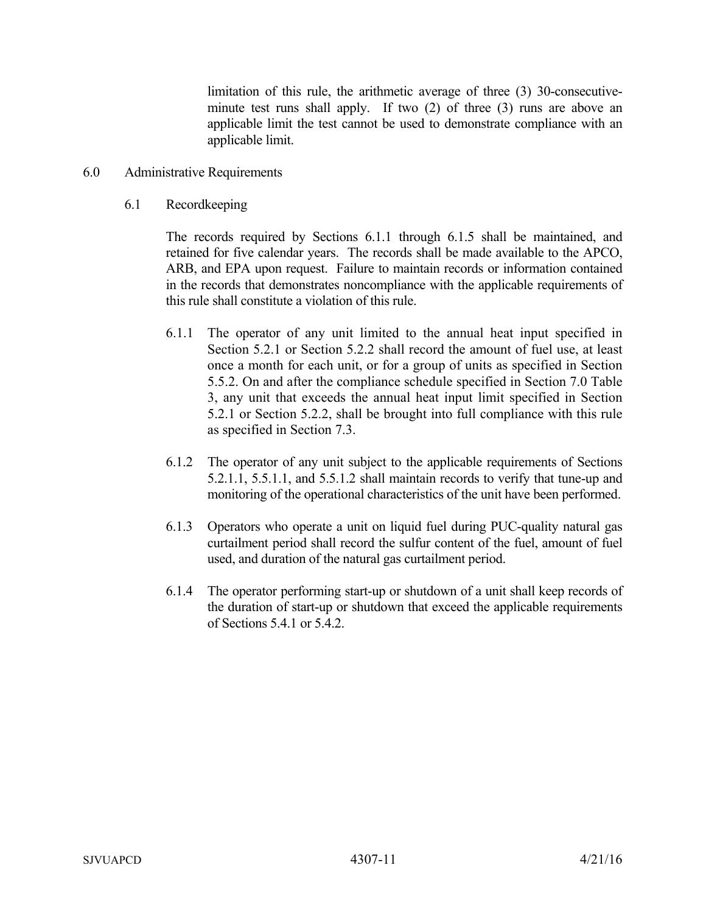limitation of this rule, the arithmetic average of three (3) 30-consecutive-minute test runs shall apply. If two (2) of three (3) runs are above an applicable limit the test cannot be used to demonstrate compliance with an applicable limit.

## 6.0 Administrative Requirements

### 6.1 Recordkeeping

The records required by Sections 6.1.1 through 6.1.5 shall be maintained, and retained for five calendar years. The records shall be made available to the APCO, ARB, and EPA upon request. Failure to maintain records or information contained in the records that demonstrates noncompliance with the applicable requirements of this rule shall constitute a violation of this rule.

6.1.1 The operator of any unit limited to the annual heat input specified in Section 5.2.1 or Section 5.2.2 shall record the amount of fuel use, at least once a month for each unit, or for a group of units as specified in Section 5.5.2. On and after the compliance schedule specified in Section 7.0 Table 3, any unit that exceeds the annual heat input limit specified in Section 5.2.1 or Section 5.2.2, shall be brought into full compliance with this rule as specified in Section 7.3.

6.1.2 The operator of any unit subject to the applicable requirements of Sections 5.2.1.1, 5.5.1.1, and 5.5.1.2 shall maintain records to verify that tune-up and monitoring of the operational characteristics of the unit have been performed.

6.1.3 Operators who operate a unit on liquid fuel during PUC-quality natural gas curtailment period shall record the sulfur content of the fuel, amount of fuel used, and duration of the natural gas curtailment period.

6.1.4 The operator performing start-up or shutdown of a unit shall keep records of the duration of start-up or shutdown that exceed the applicable requirements of Sections 5.4.1 or 5.4.2.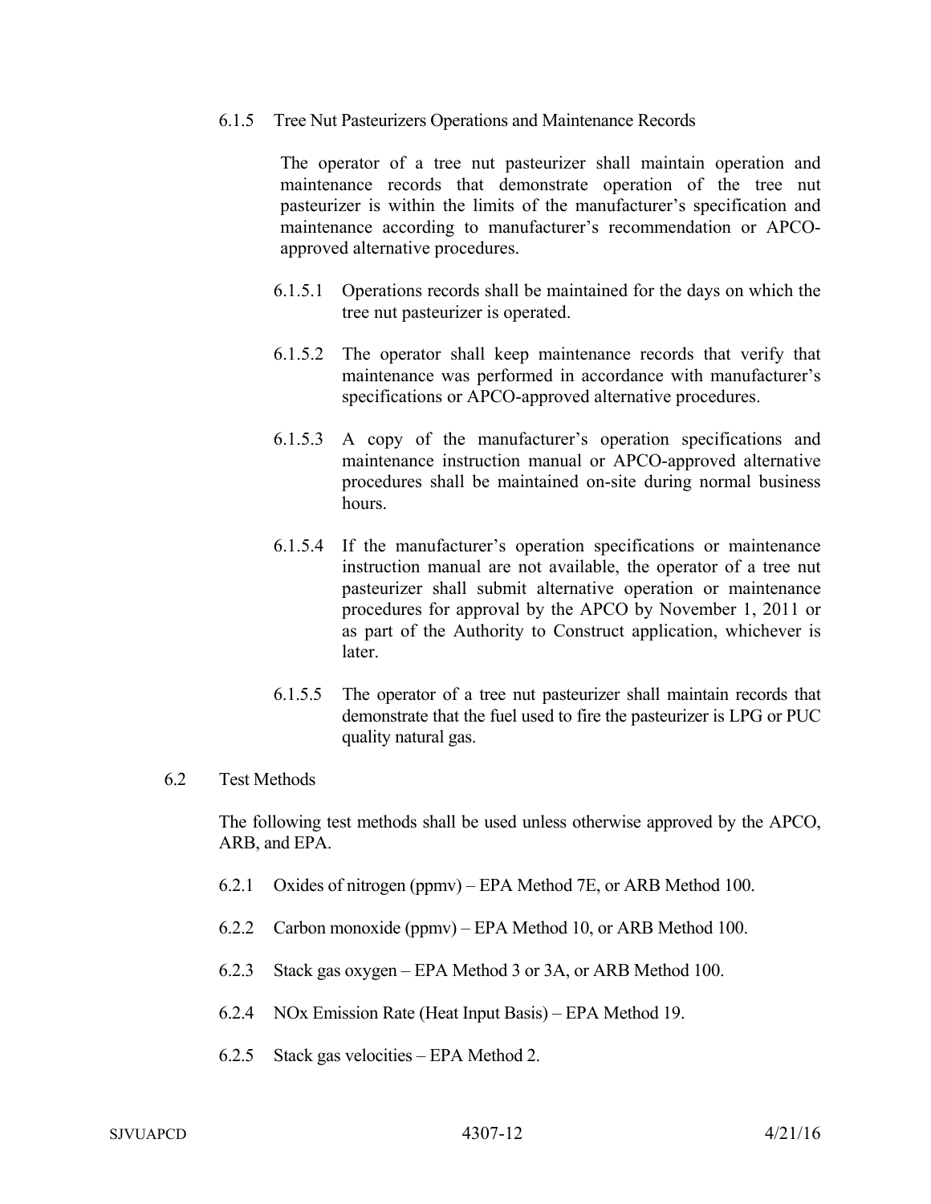#### 6.1.5 Tree Nut Pasteurizers Operations and Maintenance Records

The operator of a tree nut pasteurizer shall maintain operation and maintenance records that demonstrate operation of the tree nut pasteurizer is within the limits of the manufacturer's specification and maintenance according to manufacturer's recommendation or APCO-approved alternative procedures.

6.1.5.1 Operations records shall be maintained for the days on which the tree nut pasteurizer is operated.

6.1.5.2 The operator shall keep maintenance records that verify that maintenance was performed in accordance with manufacturer's specifications or APCO-approved alternative procedures.

6.1.5.3 A copy of the manufacturer's operation specifications and maintenance instruction manual or APCO-approved alternative procedures shall be maintained on-site during normal business hours.

6.1.5.4 If the manufacturer's operation specifications or maintenance instruction manual are not available, the operator of a tree nut pasteurizer shall submit alternative operation or maintenance procedures for approval by the APCO by November 1, 2011 or as part of the Authority to Construct application, whichever is later.

6.1.5.5 The operator of a tree nut pasteurizer shall maintain records that demonstrate that the fuel used to fire the pasteurizer is LPG or PUC quality natural gas.

### 6.2 Test Methods

The following test methods shall be used unless otherwise approved by the APCO, ARB, and EPA.

6.2.1 Oxides of nitrogen (ppmv) – EPA Method 7E, or ARB Method 100.

6.2.2 Carbon monoxide (ppmv) – EPA Method 10, or ARB Method 100.

6.2.3 Stack gas oxygen – EPA Method 3 or 3A, or ARB Method 100.

6.2.4 NOx Emission Rate (Heat Input Basis) – EPA Method 19.

6.2.5 Stack gas velocities – EPA Method 2.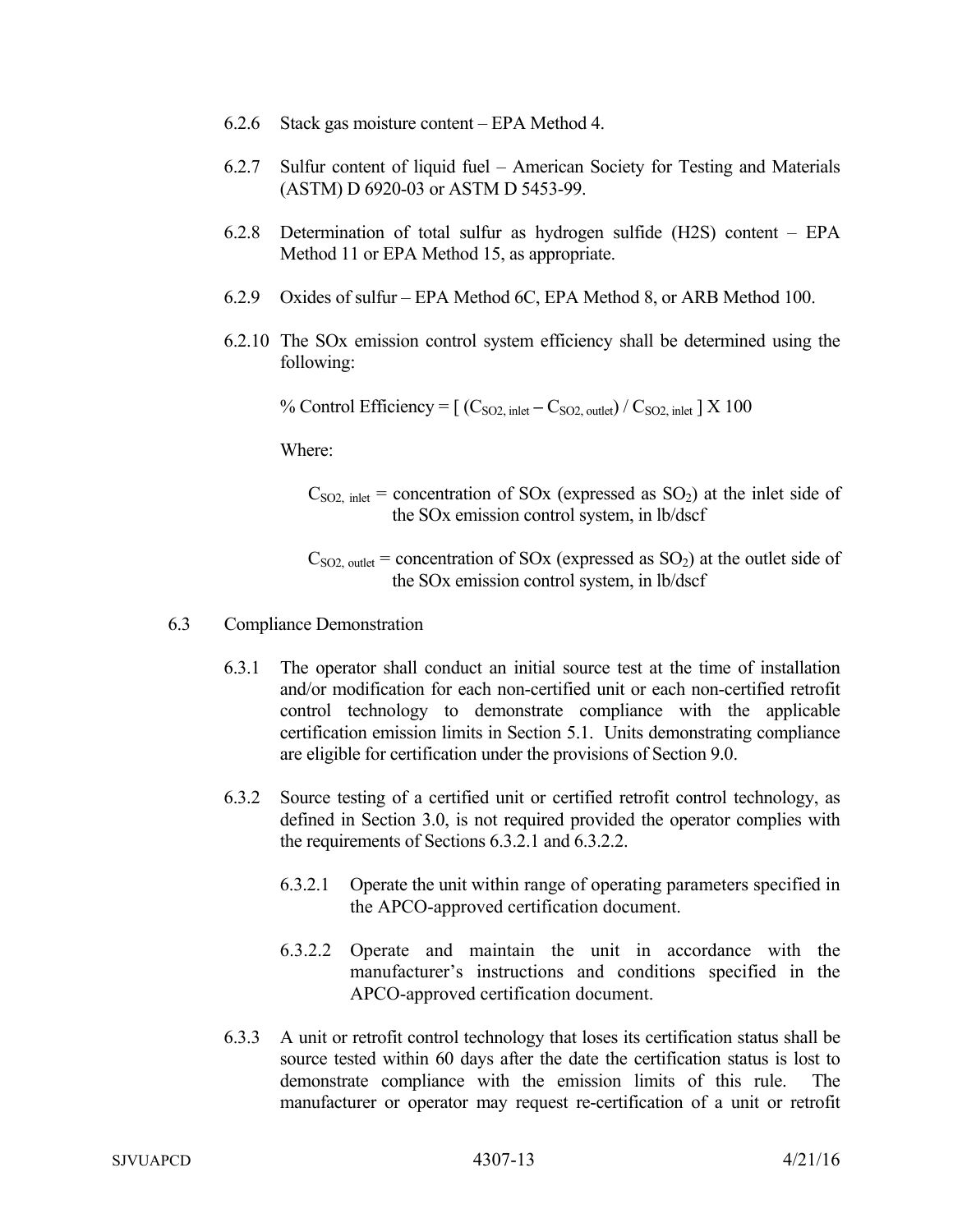6.2.6 Stack gas moisture content – EPA Method 4.

6.2.7 Sulfur content of liquid fuel – American Society for Testing and Materials (ASTM) D 6920-03 or ASTM D 5453-99.

6.2.8 Determination of total sulfur as hydrogen sulfide ($H_2S$) content – EPA Method 11 or EPA Method 15, as appropriate.

6.2.9 Oxides of sulfur – EPA Method 6C, EPA Method 8, or ARB Method 100.

6.2.10 The SOx emission control system efficiency shall be determined using the following:

$$\% \text{ Control Efficiency} = [ (C_{SO2,\ inlet} - C_{SO2,\ outlet}) / C_{SO2,\ inlet} ] \text{ X } 100$$

Where:

$C_{SO2,\ inlet}$ = concentration of SOx (expressed as $SO_2$) at the inlet side of the SOx emission control system, in lb/dscf

$C_{SO2,\ outlet}$ = concentration of SOx (expressed as $SO_2$) at the outlet side of the SOx emission control system, in lb/dscf

6.3 Compliance Demonstration

6.3.1 The operator shall conduct an initial source test at the time of installation and/or modification for each non-certified unit or each non-certified retrofit control technology to demonstrate compliance with the applicable certification emission limits in Section 5.1. Units demonstrating compliance are eligible for certification under the provisions of Section 9.0.

6.3.2 Source testing of a certified unit or certified retrofit control technology, as defined in Section 3.0, is not required provided the operator complies with the requirements of Sections 6.3.2.1 and 6.3.2.2.

6.3.2.1 Operate the unit within range of operating parameters specified in the APCO-approved certification document.

6.3.2.2 Operate and maintain the unit in accordance with the manufacturer's instructions and conditions specified in the APCO-approved certification document.

6.3.3 A unit or retrofit control technology that loses its certification status shall be source tested within 60 days after the date the certification status is lost to demonstrate compliance with the emission limits of this rule. The manufacturer or operator may request re-certification of a unit or retrofit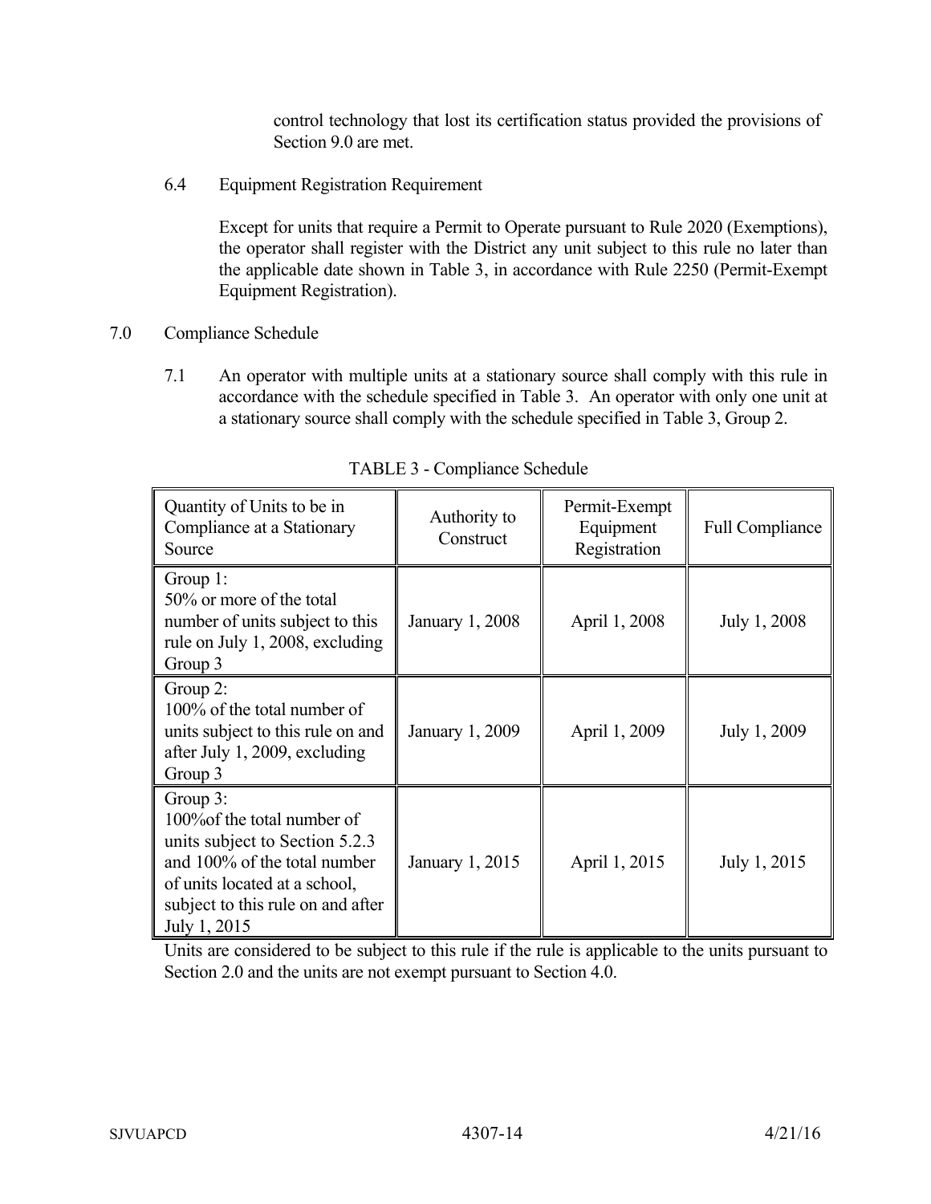control technology that lost its certification status provided the provisions of Section 9.0 are met.

6.4 Equipment Registration Requirement

Except for units that require a Permit to Operate pursuant to Rule 2020 (Exemptions), the operator shall register with the District any unit subject to this rule no later than the applicable date shown in Table 3, in accordance with Rule 2250 (Permit-Exempt Equipment Registration).

## 7.0 Compliance Schedule

7.1 An operator with multiple units at a stationary source shall comply with this rule in accordance with the schedule specified in Table 3. An operator with only one unit at a stationary source shall comply with the schedule specified in Table 3, Group 2.

TABLE 3 - Compliance Schedule

| Quantity of Units to be in Compliance at a Stationary Source | Authority to Construct | Permit-Exempt Equipment Registration | Full Compliance |
|---|---|---|---|
| Group 1: 50% or more of the total number of units subject to this rule on July 1, 2008, excluding Group 3 | January 1, 2008 | April 1, 2008 | July 1, 2008 |
| Group 2: 100% of the total number of units subject to this rule on and after July 1, 2009, excluding Group 3 | January 1, 2009 | April 1, 2009 | July 1, 2009 |
| Group 3: 100%of the total number of units subject to Section 5.2.3 and 100% of the total number of units located at a school, subject to this rule on and after July 1, 2015 | January 1, 2015 | April 1, 2015 | July 1, 2015 |

Units are considered to be subject to this rule if the rule is applicable to the units pursuant to Section 2.0 and the units are not exempt pursuant to Section 4.0.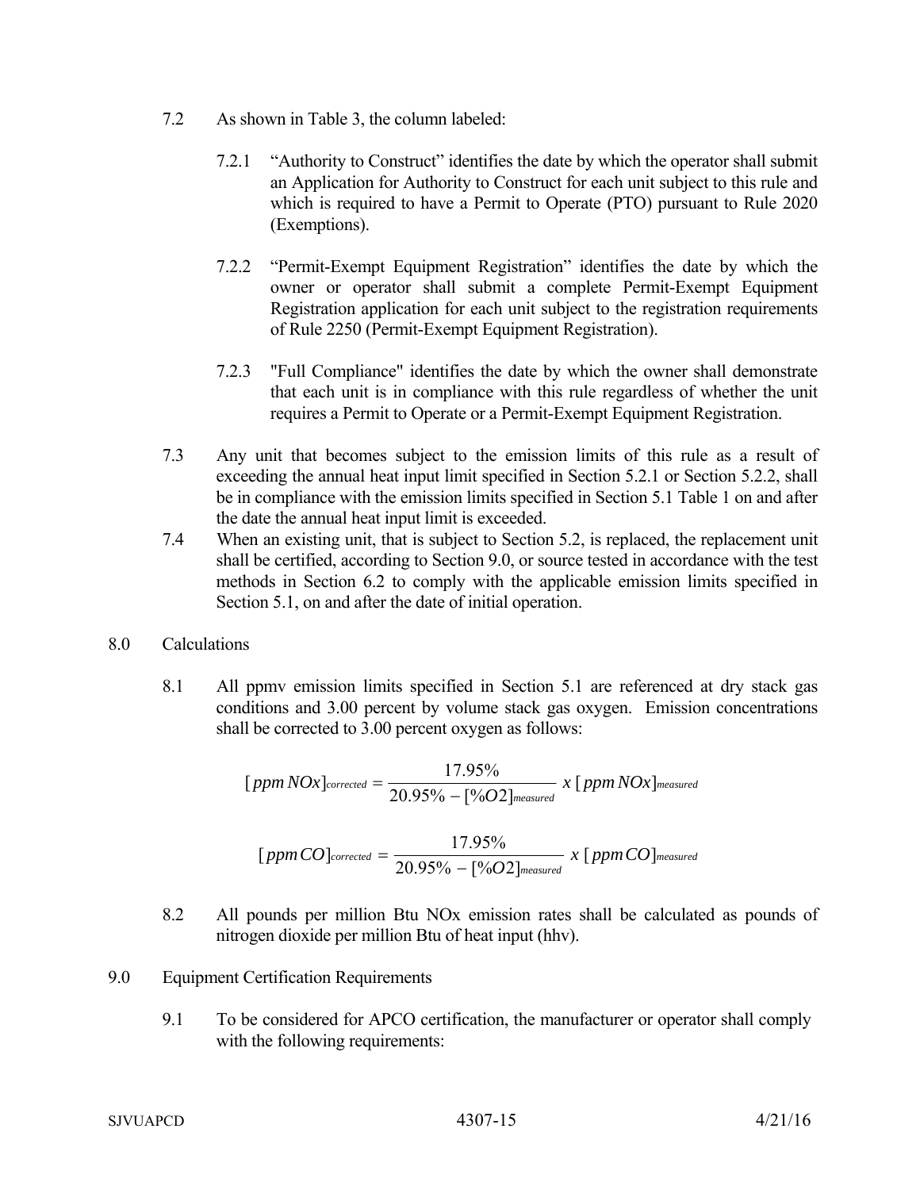7.2 As shown in Table 3, the column labeled:

7.2.1 "Authority to Construct" identifies the date by which the operator shall submit an Application for Authority to Construct for each unit subject to this rule and which is required to have a Permit to Operate (PTO) pursuant to Rule 2020 (Exemptions).

7.2.2 "Permit-Exempt Equipment Registration" identifies the date by which the owner or operator shall submit a complete Permit-Exempt Equipment Registration application for each unit subject to the registration requirements of Rule 2250 (Permit-Exempt Equipment Registration).

7.2.3 "Full Compliance" identifies the date by which the owner shall demonstrate that each unit is in compliance with this rule regardless of whether the unit requires a Permit to Operate or a Permit-Exempt Equipment Registration.

7.3 Any unit that becomes subject to the emission limits of this rule as a result of exceeding the annual heat input limit specified in Section 5.2.1 or Section 5.2.2, shall be in compliance with the emission limits specified in Section 5.1 Table 1 on and after the date the annual heat input limit is exceeded.

7.4 When an existing unit, that is subject to Section 5.2, is replaced, the replacement unit shall be certified, according to Section 9.0, or source tested in accordance with the test methods in Section 6.2 to comply with the applicable emission limits specified in Section 5.1, on and after the date of initial operation.

## 8.0 Calculations

8.1 All ppmv emission limits specified in Section 5.1 are referenced at dry stack gas conditions and 3.00 percent by volume stack gas oxygen. Emission concentrations shall be corrected to 3.00 percent oxygen as follows:

$$[ppm\,NOx]_{corrected} = \frac{17.95\%}{20.95\% - [\%O2]_{measured}} \; x \; [ppm\,NOx]_{measured}$$

$$[ppm\,CO]_{corrected} = \frac{17.95\%}{20.95\% - [\%O2]_{measured}} \; x \; [ppm\,CO]_{measured}$$

8.2 All pounds per million Btu NOx emission rates shall be calculated as pounds of nitrogen dioxide per million Btu of heat input (hhv).

## 9.0 Equipment Certification Requirements

9.1 To be considered for APCO certification, the manufacturer or operator shall comply with the following requirements: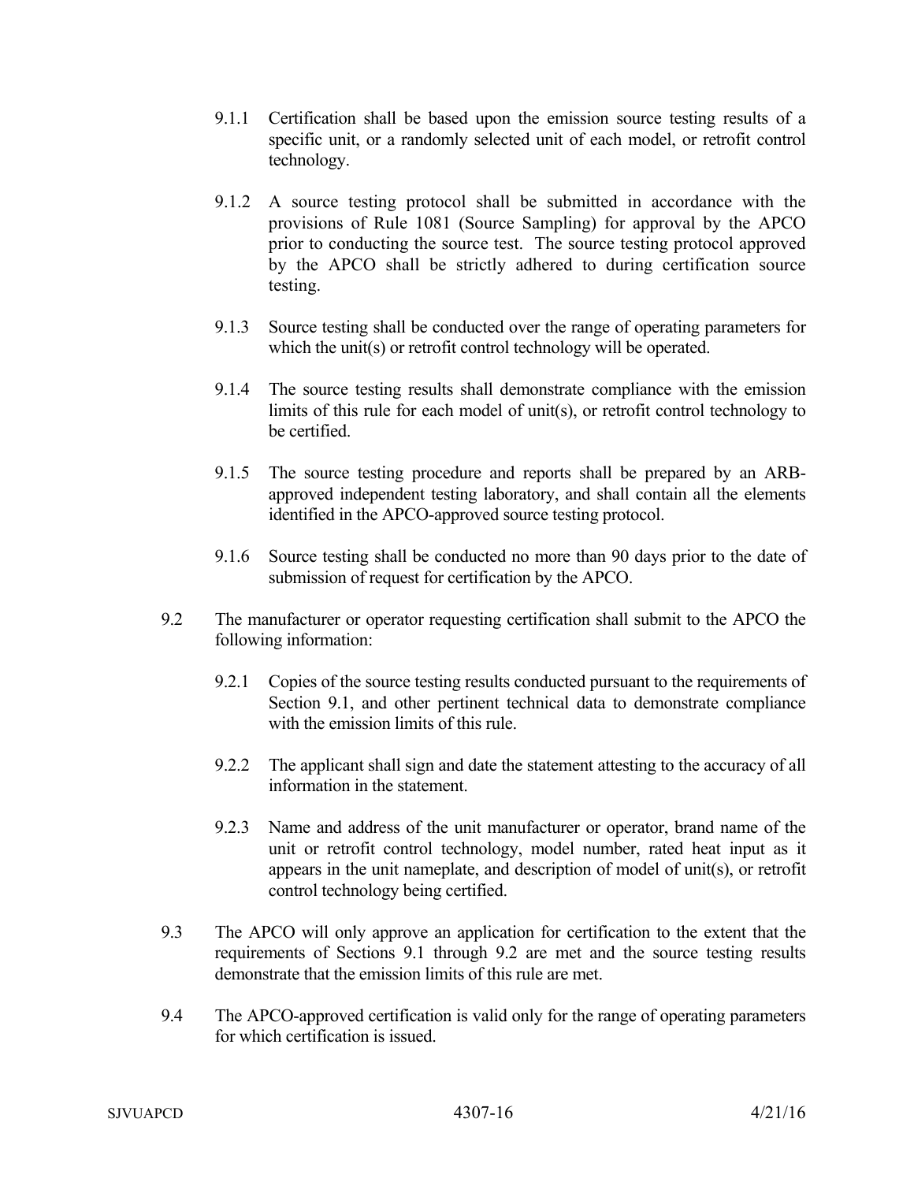9.1.1 Certification shall be based upon the emission source testing results of a specific unit, or a randomly selected unit of each model, or retrofit control technology.

9.1.2 A source testing protocol shall be submitted in accordance with the provisions of Rule 1081 (Source Sampling) for approval by the APCO prior to conducting the source test. The source testing protocol approved by the APCO shall be strictly adhered to during certification source testing.

9.1.3 Source testing shall be conducted over the range of operating parameters for which the unit(s) or retrofit control technology will be operated.

9.1.4 The source testing results shall demonstrate compliance with the emission limits of this rule for each model of unit(s), or retrofit control technology to be certified.

9.1.5 The source testing procedure and reports shall be prepared by an ARB-approved independent testing laboratory, and shall contain all the elements identified in the APCO-approved source testing protocol.

9.1.6 Source testing shall be conducted no more than 90 days prior to the date of submission of request for certification by the APCO.

9.2 The manufacturer or operator requesting certification shall submit to the APCO the following information:

9.2.1 Copies of the source testing results conducted pursuant to the requirements of Section 9.1, and other pertinent technical data to demonstrate compliance with the emission limits of this rule.

9.2.2 The applicant shall sign and date the statement attesting to the accuracy of all information in the statement.

9.2.3 Name and address of the unit manufacturer or operator, brand name of the unit or retrofit control technology, model number, rated heat input as it appears in the unit nameplate, and description of model of unit(s), or retrofit control technology being certified.

9.3 The APCO will only approve an application for certification to the extent that the requirements of Sections 9.1 through 9.2 are met and the source testing results demonstrate that the emission limits of this rule are met.

9.4 The APCO-approved certification is valid only for the range of operating parameters for which certification is issued.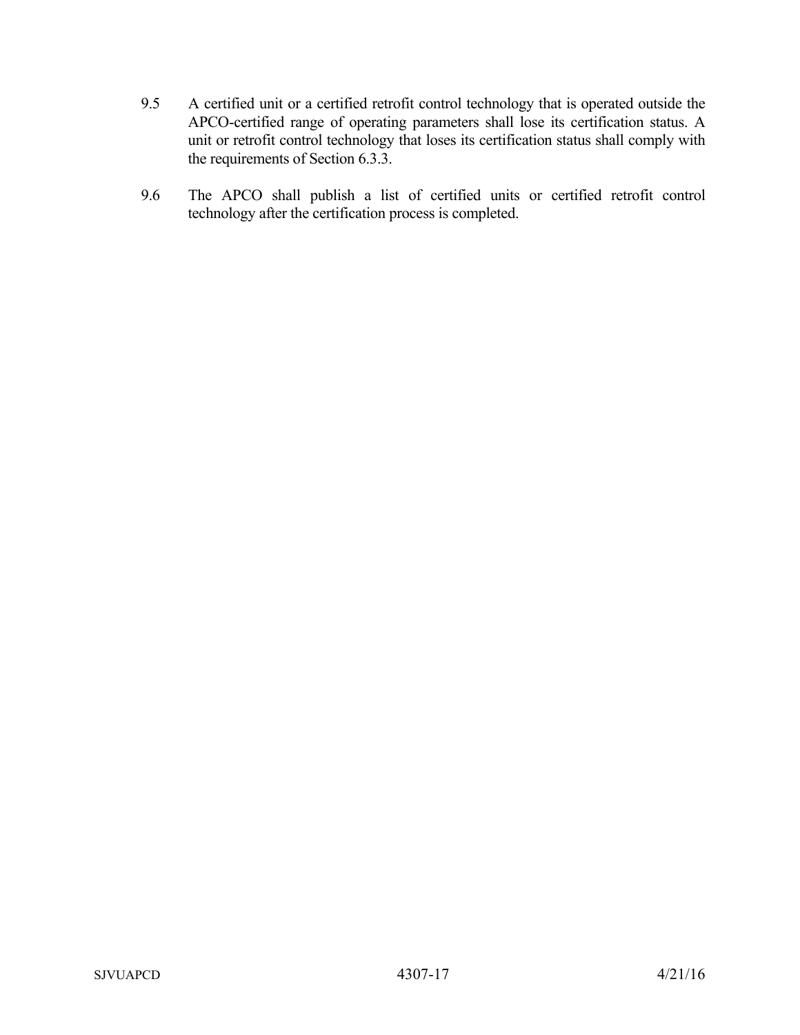9.5 A certified unit or a certified retrofit control technology that is operated outside the APCO-certified range of operating parameters shall lose its certification status. A unit or retrofit control technology that loses its certification status shall comply with the requirements of Section 6.3.3.

9.6 The APCO shall publish a list of certified units or certified retrofit control technology after the certification process is completed.